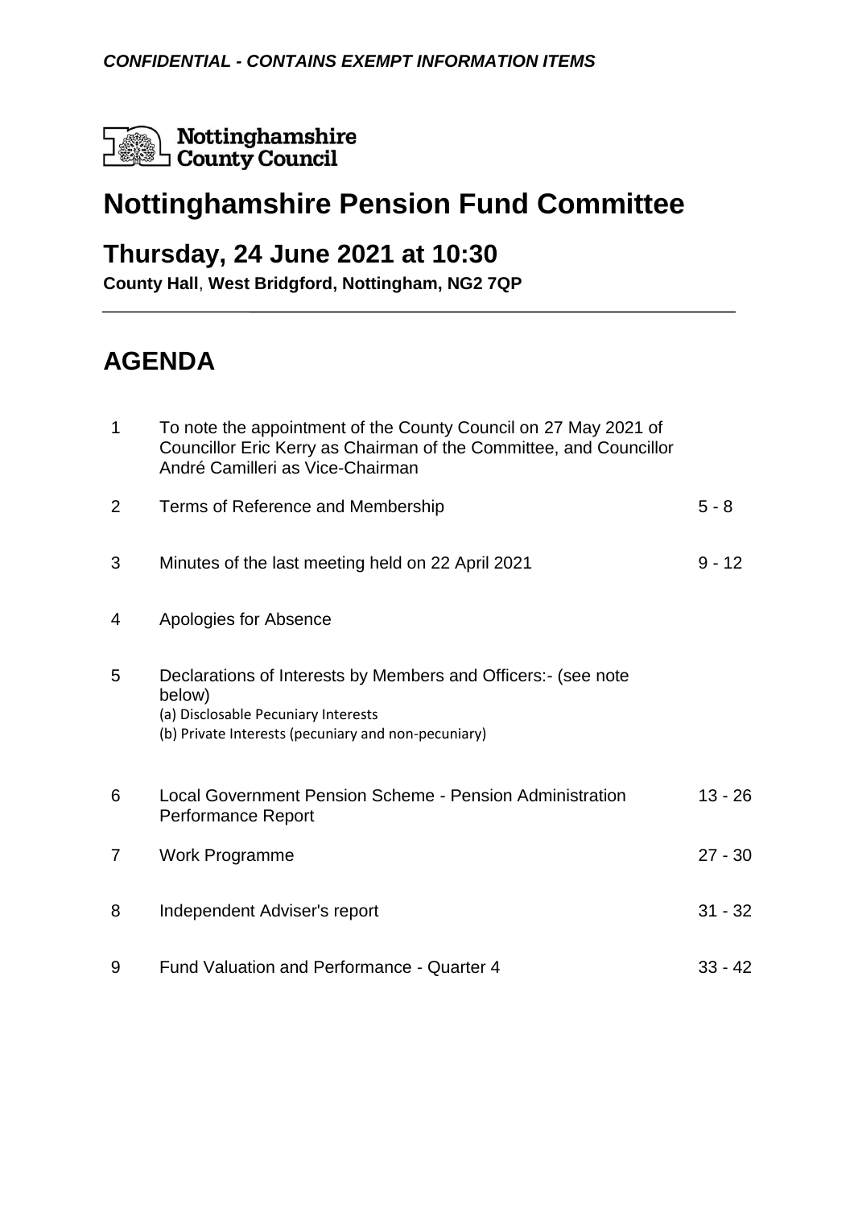***CONFIDENTIAL - CONTAINS EXEMPT INFORMATION ITEMS***

Nottinghamshire County Council

# Nottinghamshire Pension Fund Committee

## Thursday, 24 June 2021 at 10:30

**County Hall**, **West Bridgford, Nottingham, NG2 7QP**

# AGENDA

| | | |
|---|---|---|
| 1 | To note the appointment of the County Council on 27 May 2021 of Councillor Eric Kerry as Chairman of the Committee, and Councillor André Camilleri as Vice-Chairman | |
| 2 | Terms of Reference and Membership | 5 - 8 |
| 3 | Minutes of the last meeting held on 22 April 2021 | 9 - 12 |
| 4 | Apologies for Absence | |
| 5 | Declarations of Interests by Members and Officers:- (see note below)<br>(a) Disclosable Pecuniary Interests<br>(b) Private Interests (pecuniary and non-pecuniary) | |
| 6 | Local Government Pension Scheme - Pension Administration Performance Report | 13 - 26 |
| 7 | Work Programme | 27 - 30 |
| 8 | Independent Adviser's report | 31 - 32 |
| 9 | Fund Valuation and Performance - Quarter 4 | 33 - 42 |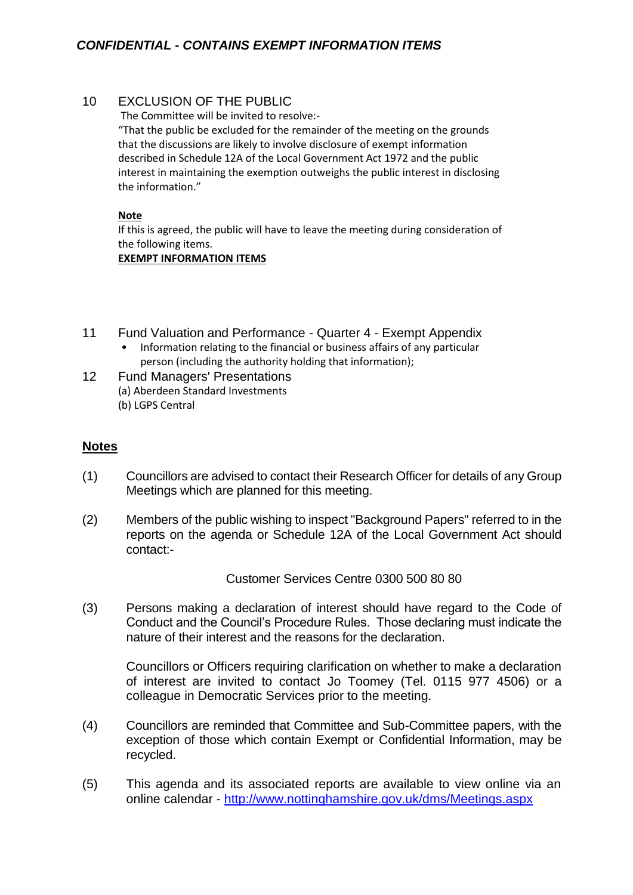***CONFIDENTIAL - CONTAINS EXEMPT INFORMATION ITEMS***

10 EXCLUSION OF THE PUBLIC

The Committee will be invited to resolve:-

"That the public be excluded for the remainder of the meeting on the grounds that the discussions are likely to involve disclosure of exempt information described in Schedule 12A of the Local Government Act 1972 and the public interest in maintaining the exemption outweighs the public interest in disclosing the information."

**Note**

If this is agreed, the public will have to leave the meeting during consideration of the following items.

**EXEMPT INFORMATION ITEMS**

11 Fund Valuation and Performance - Quarter 4 - Exempt Appendix

- Information relating to the financial or business affairs of any particular person (including the authority holding that information);

12 Fund Managers' Presentations

(a) Aberdeen Standard Investments

(b) LGPS Central

## Notes

(1) Councillors are advised to contact their Research Officer for details of any Group Meetings which are planned for this meeting.

(2) Members of the public wishing to inspect "Background Papers" referred to in the reports on the agenda or Schedule 12A of the Local Government Act should contact:-

Customer Services Centre 0300 500 80 80

(3) Persons making a declaration of interest should have regard to the Code of Conduct and the Council's Procedure Rules. Those declaring must indicate the nature of their interest and the reasons for the declaration.

Councillors or Officers requiring clarification on whether to make a declaration of interest are invited to contact Jo Toomey (Tel. 0115 977 4506) or a colleague in Democratic Services prior to the meeting.

(4) Councillors are reminded that Committee and Sub-Committee papers, with the exception of those which contain Exempt or Confidential Information, may be recycled.

(5) This agenda and its associated reports are available to view online via an online calendar - http://www.nottinghamshire.gov.uk/dms/Meetings.aspx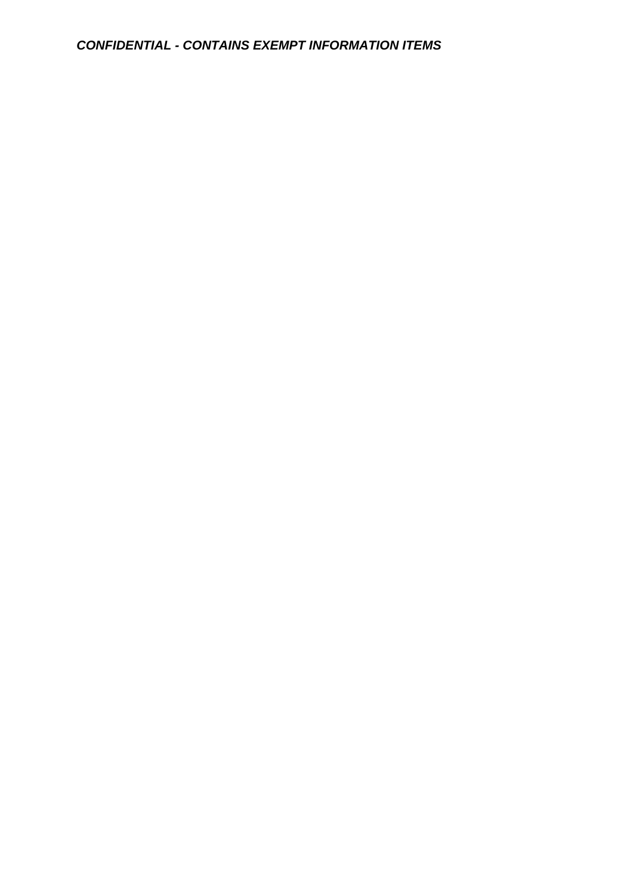***CONFIDENTIAL - CONTAINS EXEMPT INFORMATION ITEMS***